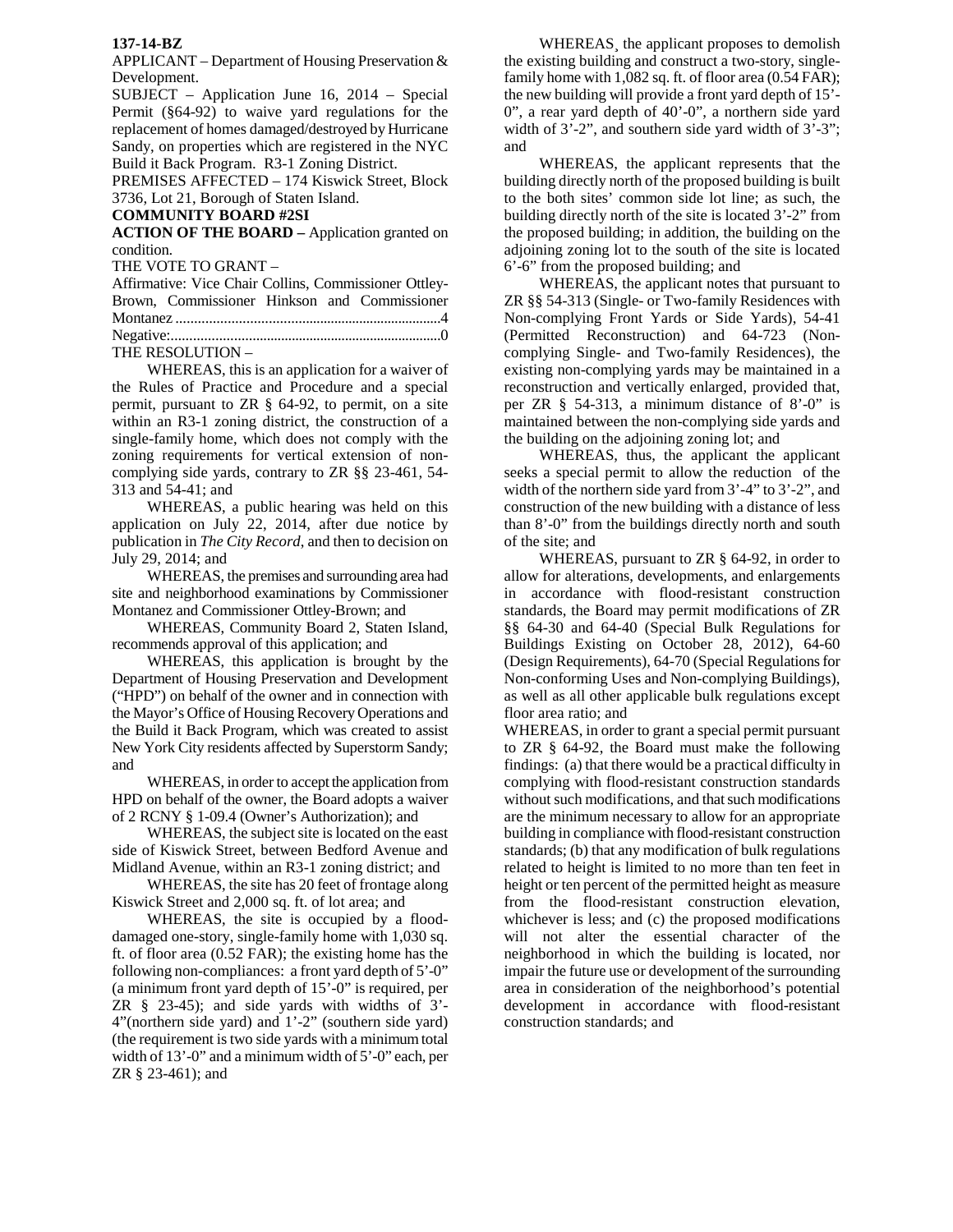**137-14-BZ**

APPLICANT – Department of Housing Preservation & Development.

SUBJECT – Application June 16, 2014 – Special Permit (§64-92) to waive yard regulations for the replacement of homes damaged/destroyed by Hurricane Sandy, on properties which are registered in the NYC Build it Back Program. R3-1 Zoning District.

PREMISES AFFECTED – 174 Kiswick Street, Block 3736, Lot 21, Borough of Staten Island.

**COMMUNITY BOARD #2SI**

**ACTION OF THE BOARD –** Application granted on condition.

THE VOTE TO GRANT –

Affirmative: Vice Chair Collins, Commissioner Ottley-Brown, Commissioner Hinkson and Commissioner Montanez ........................................................................4

Negative:..........................................................................0

THE RESOLUTION –

WHEREAS, this is an application for a waiver of the Rules of Practice and Procedure and a special permit, pursuant to ZR § 64-92, to permit, on a site within an R3-1 zoning district, the construction of a single-family home, which does not comply with the zoning requirements for vertical extension of non-complying side yards, contrary to ZR §§ 23-461, 54-313 and 54-41; and

WHEREAS, a public hearing was held on this application on July 22, 2014, after due notice by publication in *The City Record*, and then to decision on July 29, 2014; and

WHEREAS, the premises and surrounding area had site and neighborhood examinations by Commissioner Montanez and Commissioner Ottley-Brown; and

WHEREAS, Community Board 2, Staten Island, recommends approval of this application; and

WHEREAS, this application is brought by the Department of Housing Preservation and Development ("HPD") on behalf of the owner and in connection with the Mayor's Office of Housing Recovery Operations and the Build it Back Program, which was created to assist New York City residents affected by Superstorm Sandy; and

WHEREAS, in order to accept the application from HPD on behalf of the owner, the Board adopts a waiver of 2 RCNY § 1-09.4 (Owner's Authorization); and

WHEREAS, the subject site is located on the east side of Kiswick Street, between Bedford Avenue and Midland Avenue, within an R3-1 zoning district; and

WHEREAS, the site has 20 feet of frontage along Kiswick Street and 2,000 sq. ft. of lot area; and

WHEREAS, the site is occupied by a flood-damaged one-story, single-family home with 1,030 sq. ft. of floor area (0.52 FAR); the existing home has the following non-compliances: a front yard depth of 5'-0" (a minimum front yard depth of 15'-0" is required, per ZR § 23-45); and side yards with widths of 3'-4"(northern side yard) and 1'-2" (southern side yard) (the requirement is two side yards with a minimum total width of 13'-0" and a minimum width of 5'-0" each, per ZR § 23-461); and

WHEREAS¸ the applicant proposes to demolish the existing building and construct a two-story, single-family home with 1,082 sq. ft. of floor area (0.54 FAR); the new building will provide a front yard depth of 15'-0", a rear yard depth of 40'-0", a northern side yard width of 3'-2", and southern side yard width of 3'-3"; and

WHEREAS, the applicant represents that the building directly north of the proposed building is built to the both sites' common side lot line; as such, the building directly north of the site is located 3'-2" from the proposed building; in addition, the building on the adjoining zoning lot to the south of the site is located 6'-6" from the proposed building; and

WHEREAS, the applicant notes that pursuant to ZR §§ 54-313 (Single- or Two-family Residences with Non-complying Front Yards or Side Yards), 54-41 (Permitted Reconstruction) and 64-723 (Non-complying Single- and Two-family Residences), the existing non-complying yards may be maintained in a reconstruction and vertically enlarged, provided that, per ZR § 54-313, a minimum distance of 8'-0" is maintained between the non-complying side yards and the building on the adjoining zoning lot; and

WHEREAS, thus, the applicant the applicant seeks a special permit to allow the reduction of the width of the northern side yard from 3'-4" to 3'-2", and construction of the new building with a distance of less than 8'-0" from the buildings directly north and south of the site; and

WHEREAS, pursuant to ZR § 64-92, in order to allow for alterations, developments, and enlargements in accordance with flood-resistant construction standards, the Board may permit modifications of ZR §§ 64-30 and 64-40 (Special Bulk Regulations for Buildings Existing on October 28, 2012), 64-60 (Design Requirements), 64-70 (Special Regulations for Non-conforming Uses and Non-complying Buildings), as well as all other applicable bulk regulations except floor area ratio; and

WHEREAS, in order to grant a special permit pursuant to ZR § 64-92, the Board must make the following findings: (a) that there would be a practical difficulty in complying with flood-resistant construction standards without such modifications, and that such modifications are the minimum necessary to allow for an appropriate building in compliance with flood-resistant construction standards; (b) that any modification of bulk regulations related to height is limited to no more than ten feet in height or ten percent of the permitted height as measure from the flood-resistant construction elevation, whichever is less; and (c) the proposed modifications will not alter the essential character of the neighborhood in which the building is located, nor impair the future use or development of the surrounding area in consideration of the neighborhood's potential development in accordance with flood-resistant construction standards; and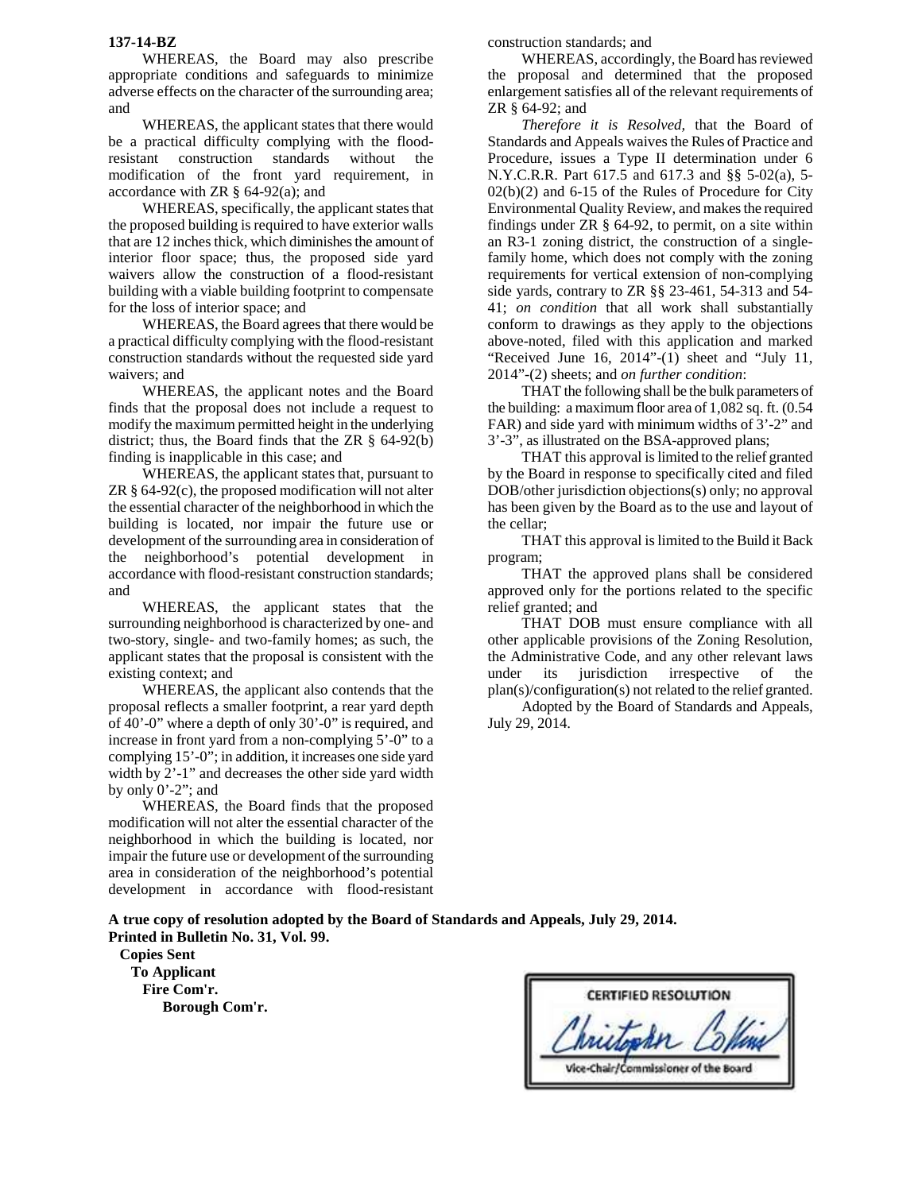**137-14-BZ**

WHEREAS, the Board may also prescribe appropriate conditions and safeguards to minimize adverse effects on the character of the surrounding area; and

WHEREAS, the applicant states that there would be a practical difficulty complying with the flood-resistant construction standards without the modification of the front yard requirement, in accordance with ZR § 64-92(a); and

WHEREAS, specifically, the applicant states that the proposed building is required to have exterior walls that are 12 inches thick, which diminishes the amount of interior floor space; thus, the proposed side yard waivers allow the construction of a flood-resistant building with a viable building footprint to compensate for the loss of interior space; and

WHEREAS, the Board agrees that there would be a practical difficulty complying with the flood-resistant construction standards without the requested side yard waivers; and

WHEREAS, the applicant notes and the Board finds that the proposal does not include a request to modify the maximum permitted height in the underlying district; thus, the Board finds that the ZR § 64-92(b) finding is inapplicable in this case; and

WHEREAS, the applicant states that, pursuant to ZR § 64-92(c), the proposed modification will not alter the essential character of the neighborhood in which the building is located, nor impair the future use or development of the surrounding area in consideration of the neighborhood's potential development in accordance with flood-resistant construction standards; and

WHEREAS, the applicant states that the surrounding neighborhood is characterized by one- and two-story, single- and two-family homes; as such, the applicant states that the proposal is consistent with the existing context; and

WHEREAS, the applicant also contends that the proposal reflects a smaller footprint, a rear yard depth of 40'-0" where a depth of only 30'-0" is required, and increase in front yard from a non-complying 5'-0" to a complying 15'-0"; in addition, it increases one side yard width by 2'-1" and decreases the other side yard width by only 0'-2"; and

WHEREAS, the Board finds that the proposed modification will not alter the essential character of the neighborhood in which the building is located, nor impair the future use or development of the surrounding area in consideration of the neighborhood's potential development in accordance with flood-resistant construction standards; and

WHEREAS, accordingly, the Board has reviewed the proposal and determined that the proposed enlargement satisfies all of the relevant requirements of ZR § 64-92; and

*Therefore it is Resolved,* that the Board of Standards and Appeals waives the Rules of Practice and Procedure, issues a Type II determination under 6 N.Y.C.R.R. Part 617.5 and 617.3 and §§ 5-02(a), 5-02(b)(2) and 6-15 of the Rules of Procedure for City Environmental Quality Review, and makes the required findings under ZR § 64-92, to permit, on a site within an R3-1 zoning district, the construction of a single-family home, which does not comply with the zoning requirements for vertical extension of non-complying side yards, contrary to ZR §§ 23-461, 54-313 and 54-41; *on condition* that all work shall substantially conform to drawings as they apply to the objections above-noted, filed with this application and marked "Received June 16, 2014"-(1) sheet and "July 11, 2014"-(2) sheets; and *on further condition*:

THAT the following shall be the bulk parameters of the building: a maximum floor area of 1,082 sq. ft. (0.54 FAR) and side yard with minimum widths of 3'-2" and 3'-3", as illustrated on the BSA-approved plans;

THAT this approval is limited to the relief granted by the Board in response to specifically cited and filed DOB/other jurisdiction objections(s) only; no approval has been given by the Board as to the use and layout of the cellar;

THAT this approval is limited to the Build it Back program;

THAT the approved plans shall be considered approved only for the portions related to the specific relief granted; and

THAT DOB must ensure compliance with all other applicable provisions of the Zoning Resolution, the Administrative Code, and any other relevant laws under its jurisdiction irrespective of the plan(s)/configuration(s) not related to the relief granted.

Adopted by the Board of Standards and Appeals, July 29, 2014.

**A true copy of resolution adopted by the Board of Standards and Appeals, July 29, 2014.**
**Printed in Bulletin No. 31, Vol. 99.**

**Copies Sent**
**To Applicant**
**Fire Com'r.**
**Borough Com'r.**

CERTIFIED RESOLUTION

Christopher Collins

Vice-Chair/Commissioner of the Board